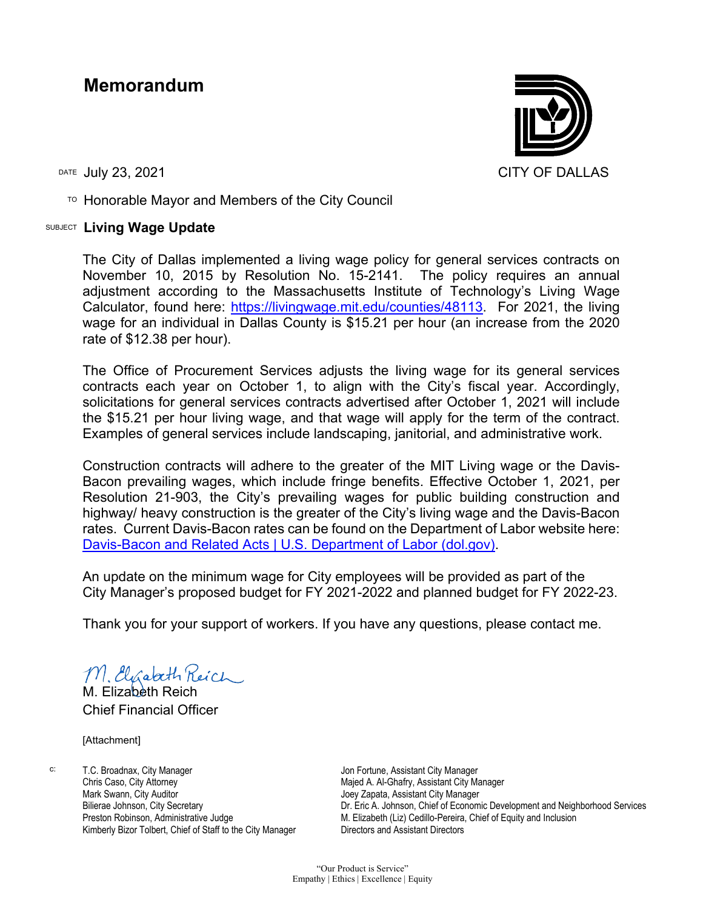# Memorandum

CITY OF DALLAS

DATE July 23, 2021

TO Honorable Mayor and Members of the City Council

SUBJECT **Living Wage Update**

The City of Dallas implemented a living wage policy for general services contracts on November 10, 2015 by Resolution No. 15-2141. The policy requires an annual adjustment according to the Massachusetts Institute of Technology's Living Wage Calculator, found here: https://livingwage.mit.edu/counties/48113. For 2021, the living wage for an individual in Dallas County is $15.21 per hour (an increase from the 2020 rate of $12.38 per hour).

The Office of Procurement Services adjusts the living wage for its general services contracts each year on October 1, to align with the City's fiscal year. Accordingly, solicitations for general services contracts advertised after October 1, 2021 will include the $15.21 per hour living wage, and that wage will apply for the term of the contract. Examples of general services include landscaping, janitorial, and administrative work.

Construction contracts will adhere to the greater of the MIT Living wage or the Davis-Bacon prevailing wages, which include fringe benefits. Effective October 1, 2021, per Resolution 21-903, the City's prevailing wages for public building construction and highway/ heavy construction is the greater of the City's living wage and the Davis-Bacon rates. Current Davis-Bacon rates can be found on the Department of Labor website here: Davis-Bacon and Related Acts | U.S. Department of Labor (dol.gov).

An update on the minimum wage for City employees will be provided as part of the City Manager's proposed budget for FY 2021-2022 and planned budget for FY 2022-23.

Thank you for your support of workers. If you have any questions, please contact me.

M. Elizabeth Reich
Chief Financial Officer

[Attachment]

c:
T.C. Broadnax, City Manager
Chris Caso, City Attorney
Mark Swann, City Auditor
Bilierae Johnson, City Secretary
Preston Robinson, Administrative Judge
Kimberly Bizor Tolbert, Chief of Staff to the City Manager
Jon Fortune, Assistant City Manager
Majed A. Al-Ghafry, Assistant City Manager
Joey Zapata, Assistant City Manager
Dr. Eric A. Johnson, Chief of Economic Development and Neighborhood Services
M. Elizabeth (Liz) Cedillo-Pereira, Chief of Equity and Inclusion
Directors and Assistant Directors

"Our Product is Service"
Empathy | Ethics | Excellence | Equity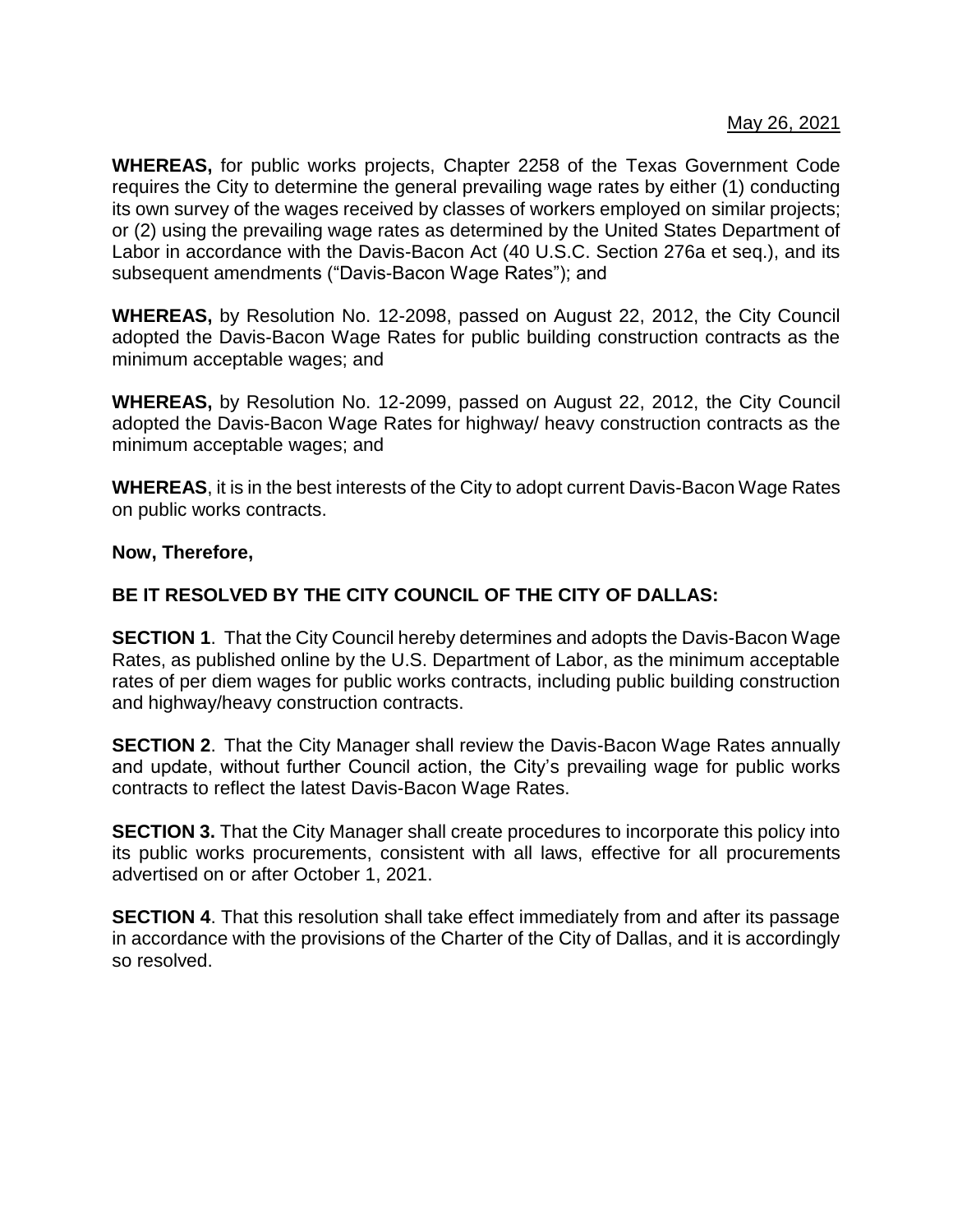May 26, 2021

**WHEREAS,** for public works projects, Chapter 2258 of the Texas Government Code requires the City to determine the general prevailing wage rates by either (1) conducting its own survey of the wages received by classes of workers employed on similar projects; or (2) using the prevailing wage rates as determined by the United States Department of Labor in accordance with the Davis-Bacon Act (40 U.S.C. Section 276a et seq.), and its subsequent amendments ("Davis-Bacon Wage Rates"); and

**WHEREAS,** by Resolution No. 12-2098, passed on August 22, 2012, the City Council adopted the Davis-Bacon Wage Rates for public building construction contracts as the minimum acceptable wages; and

**WHEREAS,** by Resolution No. 12-2099, passed on August 22, 2012, the City Council adopted the Davis-Bacon Wage Rates for highway/ heavy construction contracts as the minimum acceptable wages; and

**WHEREAS**, it is in the best interests of the City to adopt current Davis-Bacon Wage Rates on public works contracts.

**Now, Therefore,**

**BE IT RESOLVED BY THE CITY COUNCIL OF THE CITY OF DALLAS:**

**SECTION 1**. That the City Council hereby determines and adopts the Davis-Bacon Wage Rates, as published online by the U.S. Department of Labor, as the minimum acceptable rates of per diem wages for public works contracts, including public building construction and highway/heavy construction contracts.

**SECTION 2**. That the City Manager shall review the Davis-Bacon Wage Rates annually and update, without further Council action, the City's prevailing wage for public works contracts to reflect the latest Davis-Bacon Wage Rates.

**SECTION 3.** That the City Manager shall create procedures to incorporate this policy into its public works procurements, consistent with all laws, effective for all procurements advertised on or after October 1, 2021.

**SECTION 4**. That this resolution shall take effect immediately from and after its passage in accordance with the provisions of the Charter of the City of Dallas, and it is accordingly so resolved.